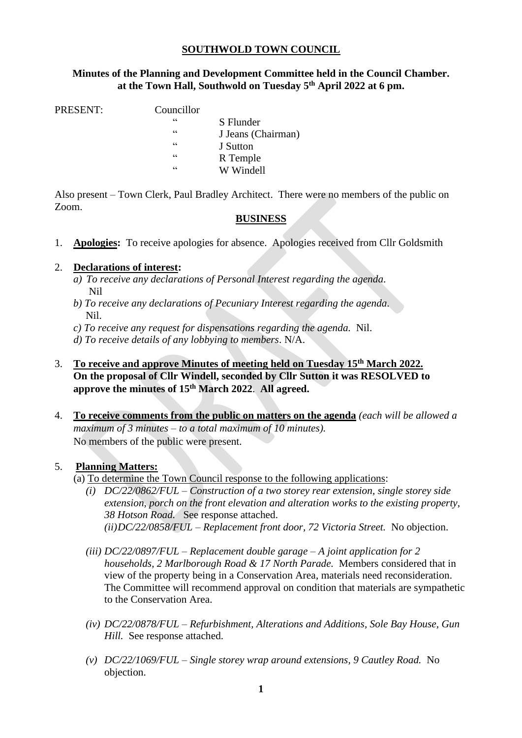**SOUTHWOLD TOWN COUNCIL**

**Minutes of the Planning and Development Committee held in the Council Chamber. at the Town Hall, Southwold on Tuesday 5th April 2022 at 6 pm.**

PRESENT: Councillor
" S Flunder
" J Jeans (Chairman)
" J Sutton
" R Temple
" W Windell

Also present – Town Clerk, Paul Bradley Architect. There were no members of the public on Zoom.

**BUSINESS**

1. **Apologies:** To receive apologies for absence. Apologies received from Cllr Goldsmith

2. **Declarations of interest:**
   *a) To receive any declarations of Personal Interest regarding the agenda.* Nil
   *b) To receive any declarations of Pecuniary Interest regarding the agenda.* Nil.
   *c) To receive any request for dispensations regarding the agenda.* Nil.
   *d) To receive details of any lobbying to members*. N/A.

3. **To receive and approve Minutes of meeting held on Tuesday 15th March 2022. On the proposal of Cllr Windell, seconded by Cllr Sutton it was RESOLVED to approve the minutes of 15th March 2022. All agreed.**

4. **To receive comments from the public on matters on the agenda** *(each will be allowed a maximum of 3 minutes – to a total maximum of 10 minutes).* No members of the public were present.

5. **Planning Matters:**
   (a) To determine the Town Council response to the following applications:
   *(i) DC/22/0862/FUL – Construction of a two storey rear extension, single storey side extension, porch on the front elevation and alteration works to the existing property, 38 Hotson Road.* See response attached.
   *(ii) DC/22/0858/FUL – Replacement front door, 72 Victoria Street.* No objection.

   *(iii) DC/22/0897/FUL – Replacement double garage – A joint application for 2 households, 2 Marlborough Road & 17 North Parade.* Members considered that in view of the property being in a Conservation Area, materials need reconsideration. The Committee will recommend approval on condition that materials are sympathetic to the Conservation Area.

   *(iv) DC/22/0878/FUL – Refurbishment, Alterations and Additions, Sole Bay House, Gun Hill.* See response attached.

   *(v) DC/22/1069/FUL – Single storey wrap around extensions, 9 Cautley Road.* No objection.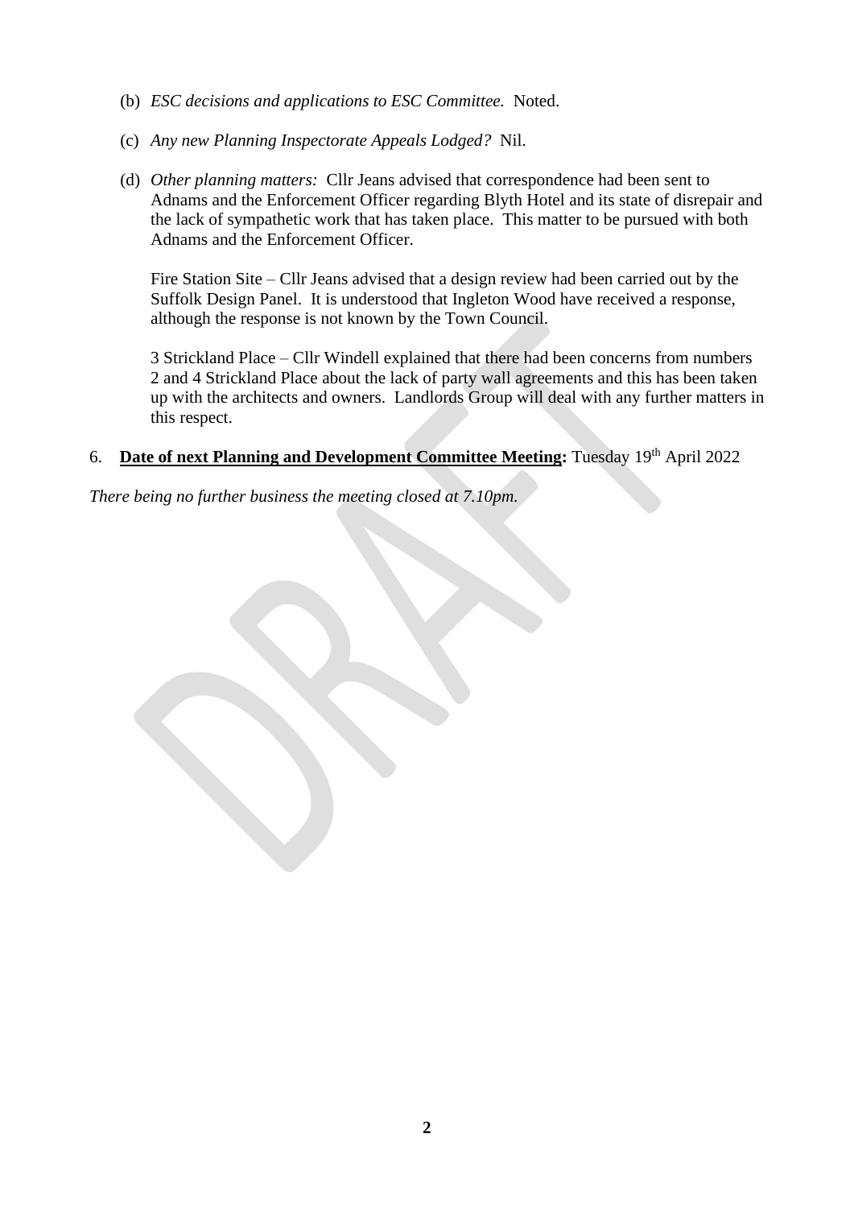(b) *ESC decisions and applications to ESC Committee.* Noted.

(c) *Any new Planning Inspectorate Appeals Lodged?* Nil.

(d) *Other planning matters:* Cllr Jeans advised that correspondence had been sent to Adnams and the Enforcement Officer regarding Blyth Hotel and its state of disrepair and the lack of sympathetic work that has taken place. This matter to be pursued with both Adnams and the Enforcement Officer.

Fire Station Site – Cllr Jeans advised that a design review had been carried out by the Suffolk Design Panel. It is understood that Ingleton Wood have received a response, although the response is not known by the Town Council.

3 Strickland Place – Cllr Windell explained that there had been concerns from numbers 2 and 4 Strickland Place about the lack of party wall agreements and this has been taken up with the architects and owners. Landlords Group will deal with any further matters in this respect.

6. **Date of next Planning and Development Committee Meeting:** Tuesday 19th April 2022

*There being no further business the meeting closed at 7.10pm.*